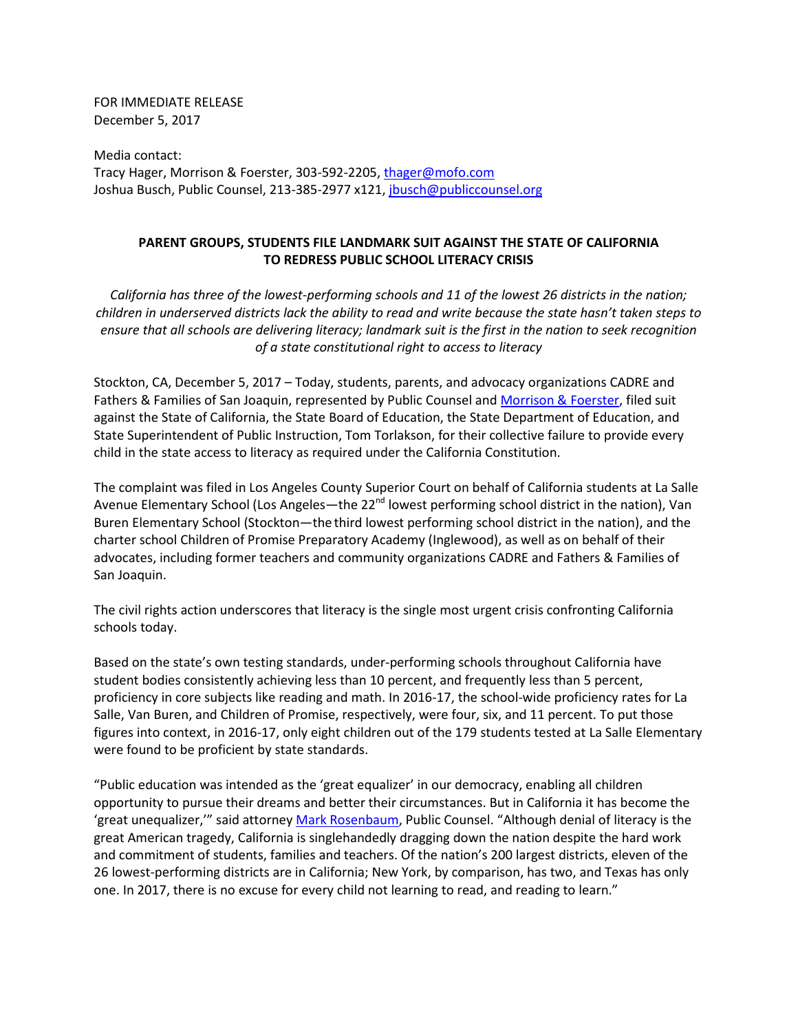FOR IMMEDIATE RELEASE
December 5, 2017

Media contact:
Tracy Hager, Morrison & Foerster, 303-592-2205, thager@mofo.com
Joshua Busch, Public Counsel, 213-385-2977 x121, jbusch@publiccounsel.org

## PARENT GROUPS, STUDENTS FILE LANDMARK SUIT AGAINST THE STATE OF CALIFORNIA TO REDRESS PUBLIC SCHOOL LITERACY CRISIS

*California has three of the lowest-performing schools and 11 of the lowest 26 districts in the nation; children in underserved districts lack the ability to read and write because the state hasn't taken steps to ensure that all schools are delivering literacy; landmark suit is the first in the nation to seek recognition of a state constitutional right to access to literacy*

Stockton, CA, December 5, 2017 – Today, students, parents, and advocacy organizations CADRE and Fathers & Families of San Joaquin, represented by Public Counsel and Morrison & Foerster, filed suit against the State of California, the State Board of Education, the State Department of Education, and State Superintendent of Public Instruction, Tom Torlakson, for their collective failure to provide every child in the state access to literacy as required under the California Constitution.

The complaint was filed in Los Angeles County Superior Court on behalf of California students at La Salle Avenue Elementary School (Los Angeles—the 22nd lowest performing school district in the nation), Van Buren Elementary School (Stockton—the third lowest performing school district in the nation), and the charter school Children of Promise Preparatory Academy (Inglewood), as well as on behalf of their advocates, including former teachers and community organizations CADRE and Fathers & Families of San Joaquin.

The civil rights action underscores that literacy is the single most urgent crisis confronting California schools today.

Based on the state's own testing standards, under-performing schools throughout California have student bodies consistently achieving less than 10 percent, and frequently less than 5 percent, proficiency in core subjects like reading and math. In 2016-17, the school-wide proficiency rates for La Salle, Van Buren, and Children of Promise, respectively, were four, six, and 11 percent. To put those figures into context, in 2016-17, only eight children out of the 179 students tested at La Salle Elementary were found to be proficient by state standards.

"Public education was intended as the 'great equalizer' in our democracy, enabling all children opportunity to pursue their dreams and better their circumstances. But in California it has become the 'great unequalizer,'" said attorney Mark Rosenbaum, Public Counsel. "Although denial of literacy is the great American tragedy, California is singlehandedly dragging down the nation despite the hard work and commitment of students, families and teachers. Of the nation's 200 largest districts, eleven of the 26 lowest-performing districts are in California; New York, by comparison, has two, and Texas has only one. In 2017, there is no excuse for every child not learning to read, and reading to learn."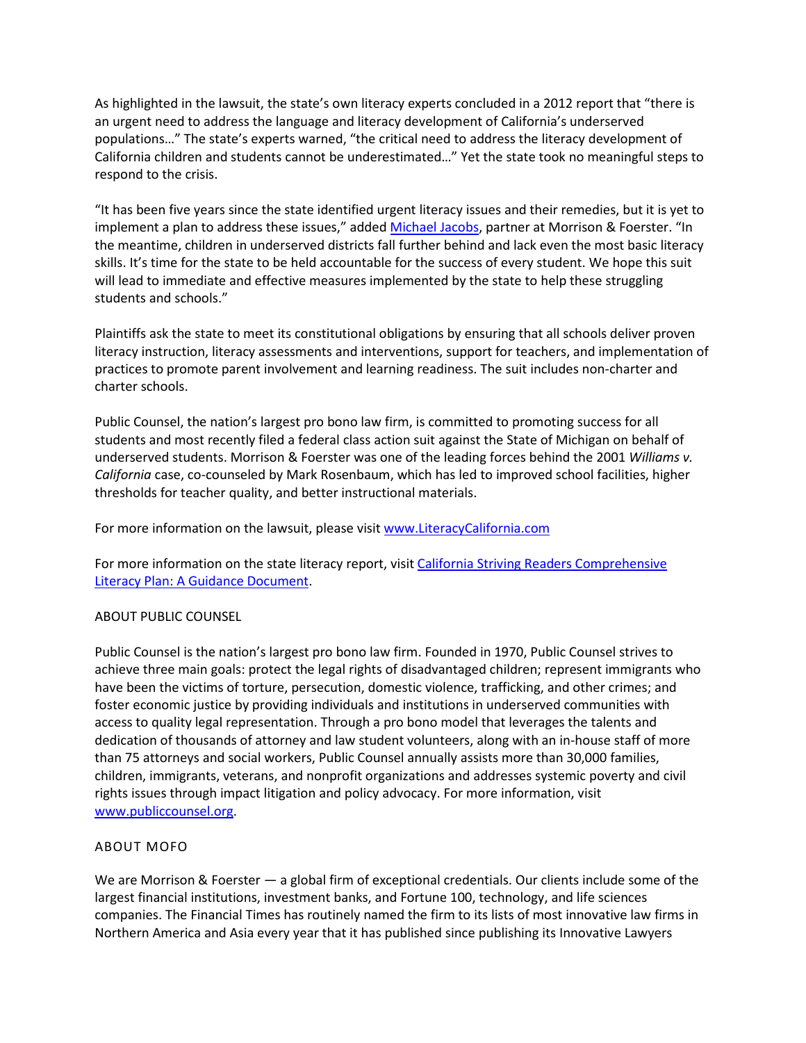As highlighted in the lawsuit, the state's own literacy experts concluded in a 2012 report that "there is an urgent need to address the language and literacy development of California's underserved populations…" The state's experts warned, "the critical need to address the literacy development of California children and students cannot be underestimated…" Yet the state took no meaningful steps to respond to the crisis.

"It has been five years since the state identified urgent literacy issues and their remedies, but it is yet to implement a plan to address these issues," added [Michael Jacobs](), partner at Morrison & Foerster. "In the meantime, children in underserved districts fall further behind and lack even the most basic literacy skills. It's time for the state to be held accountable for the success of every student. We hope this suit will lead to immediate and effective measures implemented by the state to help these struggling students and schools."

Plaintiffs ask the state to meet its constitutional obligations by ensuring that all schools deliver proven literacy instruction, literacy assessments and interventions, support for teachers, and implementation of practices to promote parent involvement and learning readiness. The suit includes non-charter and charter schools.

Public Counsel, the nation's largest pro bono law firm, is committed to promoting success for all students and most recently filed a federal class action suit against the State of Michigan on behalf of underserved students. Morrison & Foerster was one of the leading forces behind the 2001 *Williams v. California* case, co-counseled by Mark Rosenbaum, which has led to improved school facilities, higher thresholds for teacher quality, and better instructional materials.

For more information on the lawsuit, please visit [www.LiteracyCalifornia.com]()

For more information on the state literacy report, visit [California Striving Readers Comprehensive Literacy Plan: A Guidance Document]().

ABOUT PUBLIC COUNSEL

Public Counsel is the nation's largest pro bono law firm. Founded in 1970, Public Counsel strives to achieve three main goals: protect the legal rights of disadvantaged children; represent immigrants who have been the victims of torture, persecution, domestic violence, trafficking, and other crimes; and foster economic justice by providing individuals and institutions in underserved communities with access to quality legal representation. Through a pro bono model that leverages the talents and dedication of thousands of attorney and law student volunteers, along with an in-house staff of more than 75 attorneys and social workers, Public Counsel annually assists more than 30,000 families, children, immigrants, veterans, and nonprofit organizations and addresses systemic poverty and civil rights issues through impact litigation and policy advocacy. For more information, visit [www.publiccounsel.org]().

ABOUT MOFO

We are Morrison & Foerster — a global firm of exceptional credentials. Our clients include some of the largest financial institutions, investment banks, and Fortune 100, technology, and life sciences companies. The Financial Times has routinely named the firm to its lists of most innovative law firms in Northern America and Asia every year that it has published since publishing its Innovative Lawyers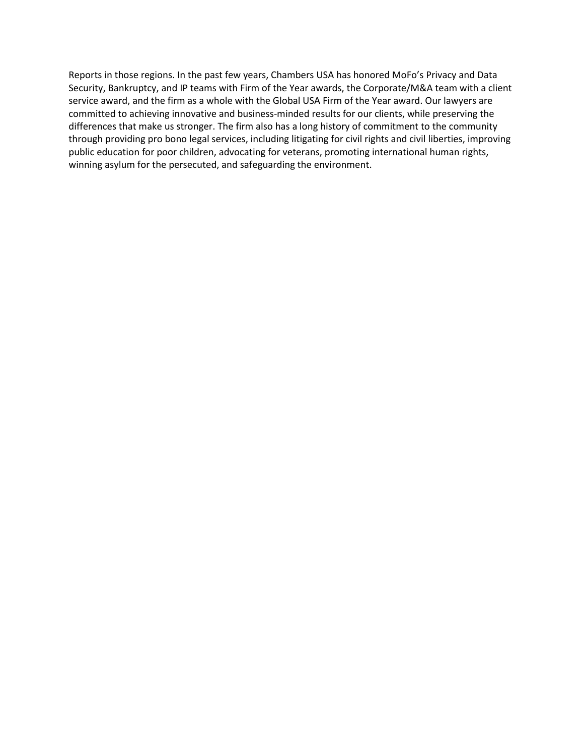Reports in those regions. In the past few years, Chambers USA has honored MoFo's Privacy and Data Security, Bankruptcy, and IP teams with Firm of the Year awards, the Corporate/M&A team with a client service award, and the firm as a whole with the Global USA Firm of the Year award. Our lawyers are committed to achieving innovative and business-minded results for our clients, while preserving the differences that make us stronger. The firm also has a long history of commitment to the community through providing pro bono legal services, including litigating for civil rights and civil liberties, improving public education for poor children, advocating for veterans, promoting international human rights, winning asylum for the persecuted, and safeguarding the environment.